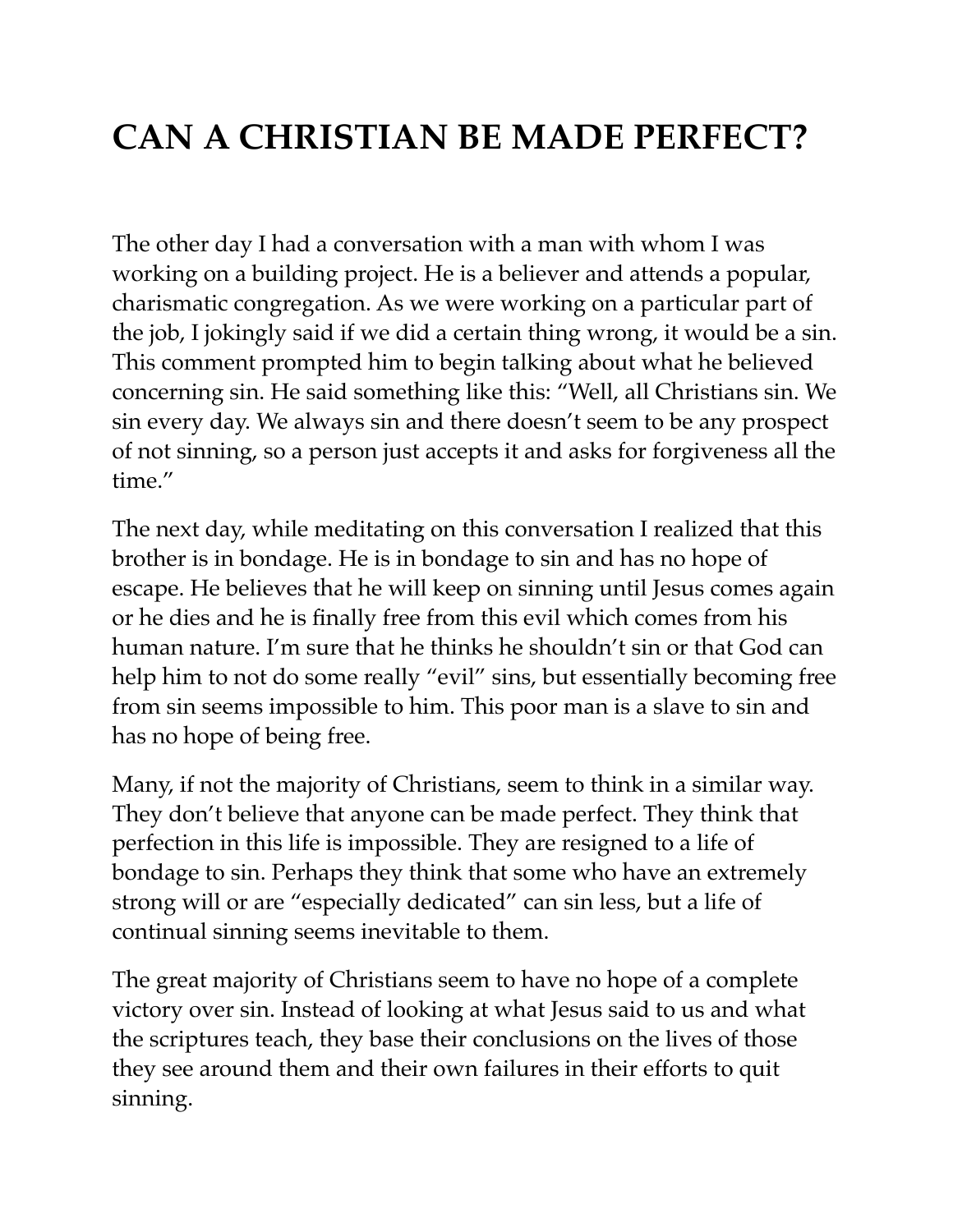# CAN A CHRISTIAN BE MADE PERFECT?

The other day I had a conversation with a man with whom I was working on a building project. He is a believer and attends a popular, charismatic congregation. As we were working on a particular part of the job, I jokingly said if we did a certain thing wrong, it would be a sin. This comment prompted him to begin talking about what he believed concerning sin. He said something like this: "Well, all Christians sin. We sin every day. We always sin and there doesn't seem to be any prospect of not sinning, so a person just accepts it and asks for forgiveness all the time."

The next day, while meditating on this conversation I realized that this brother is in bondage. He is in bondage to sin and has no hope of escape. He believes that he will keep on sinning until Jesus comes again or he dies and he is finally free from this evil which comes from his human nature. I'm sure that he thinks he shouldn't sin or that God can help him to not do some really "evil" sins, but essentially becoming free from sin seems impossible to him. This poor man is a slave to sin and has no hope of being free.

Many, if not the majority of Christians, seem to think in a similar way. They don't believe that anyone can be made perfect. They think that perfection in this life is impossible. They are resigned to a life of bondage to sin. Perhaps they think that some who have an extremely strong will or are "especially dedicated" can sin less, but a life of continual sinning seems inevitable to them.

The great majority of Christians seem to have no hope of a complete victory over sin. Instead of looking at what Jesus said to us and what the scriptures teach, they base their conclusions on the lives of those they see around them and their own failures in their efforts to quit sinning.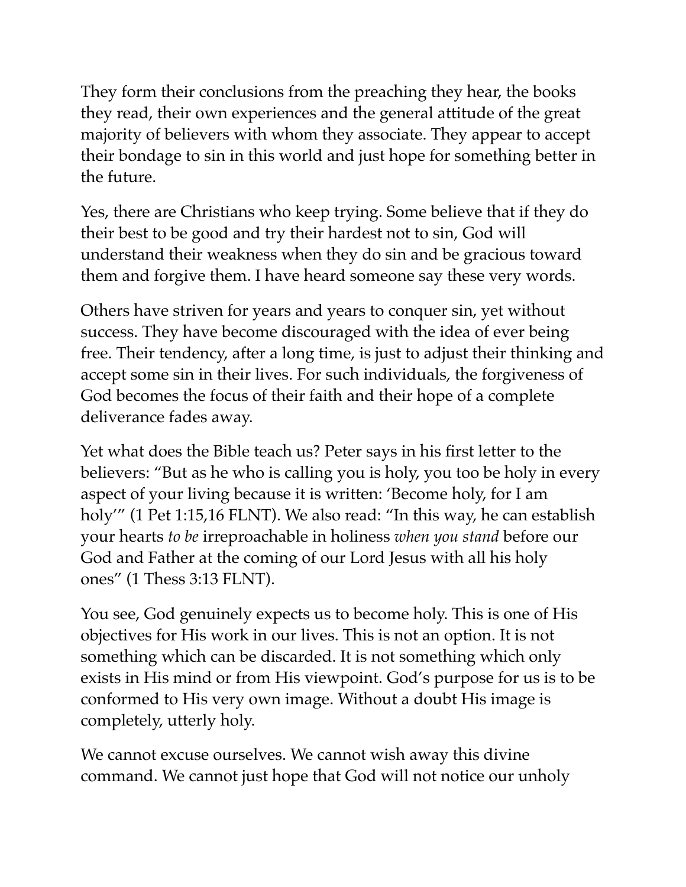They form their conclusions from the preaching they hear, the books they read, their own experiences and the general attitude of the great majority of believers with whom they associate. They appear to accept their bondage to sin in this world and just hope for something better in the future.

Yes, there are Christians who keep trying. Some believe that if they do their best to be good and try their hardest not to sin, God will understand their weakness when they do sin and be gracious toward them and forgive them. I have heard someone say these very words.

Others have striven for years and years to conquer sin, yet without success. They have become discouraged with the idea of ever being free. Their tendency, after a long time, is just to adjust their thinking and accept some sin in their lives. For such individuals, the forgiveness of God becomes the focus of their faith and their hope of a complete deliverance fades away.

Yet what does the Bible teach us? Peter says in his first letter to the believers: "But as he who is calling you is holy, you too be holy in every aspect of your living because it is written: 'Become holy, for I am holy'" (1 Pet 1:15,16 FLNT). We also read: "In this way, he can establish your hearts *to be* irreproachable in holiness *when you stand* before our God and Father at the coming of our Lord Jesus with all his holy ones" (1 Thess 3:13 FLNT).

You see, God genuinely expects us to become holy. This is one of His objectives for His work in our lives. This is not an option. It is not something which can be discarded. It is not something which only exists in His mind or from His viewpoint. God's purpose for us is to be conformed to His very own image. Without a doubt His image is completely, utterly holy.

We cannot excuse ourselves. We cannot wish away this divine command. We cannot just hope that God will not notice our unholy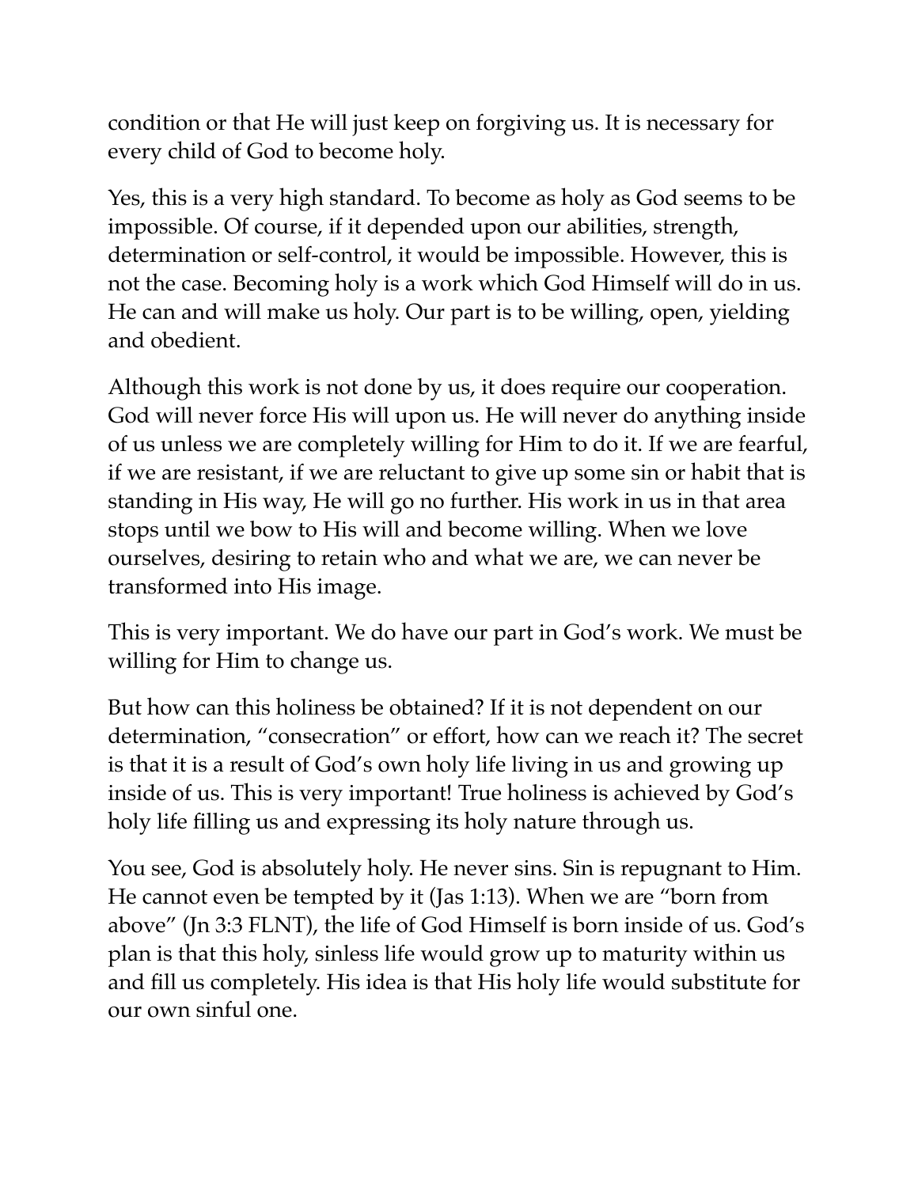condition or that He will just keep on forgiving us. It is necessary for every child of God to become holy.

Yes, this is a very high standard. To become as holy as God seems to be impossible. Of course, if it depended upon our abilities, strength, determination or self-control, it would be impossible. However, this is not the case. Becoming holy is a work which God Himself will do in us. He can and will make us holy. Our part is to be willing, open, yielding and obedient.

Although this work is not done by us, it does require our cooperation. God will never force His will upon us. He will never do anything inside of us unless we are completely willing for Him to do it. If we are fearful, if we are resistant, if we are reluctant to give up some sin or habit that is standing in His way, He will go no further. His work in us in that area stops until we bow to His will and become willing. When we love ourselves, desiring to retain who and what we are, we can never be transformed into His image.

This is very important. We do have our part in God's work. We must be willing for Him to change us.

But how can this holiness be obtained? If it is not dependent on our determination, "consecration" or effort, how can we reach it? The secret is that it is a result of God's own holy life living in us and growing up inside of us. This is very important! True holiness is achieved by God's holy life filling us and expressing its holy nature through us.

You see, God is absolutely holy. He never sins. Sin is repugnant to Him. He cannot even be tempted by it (Jas 1:13). When we are "born from above" (Jn 3:3 FLNT), the life of God Himself is born inside of us. God's plan is that this holy, sinless life would grow up to maturity within us and fill us completely. His idea is that His holy life would substitute for our own sinful one.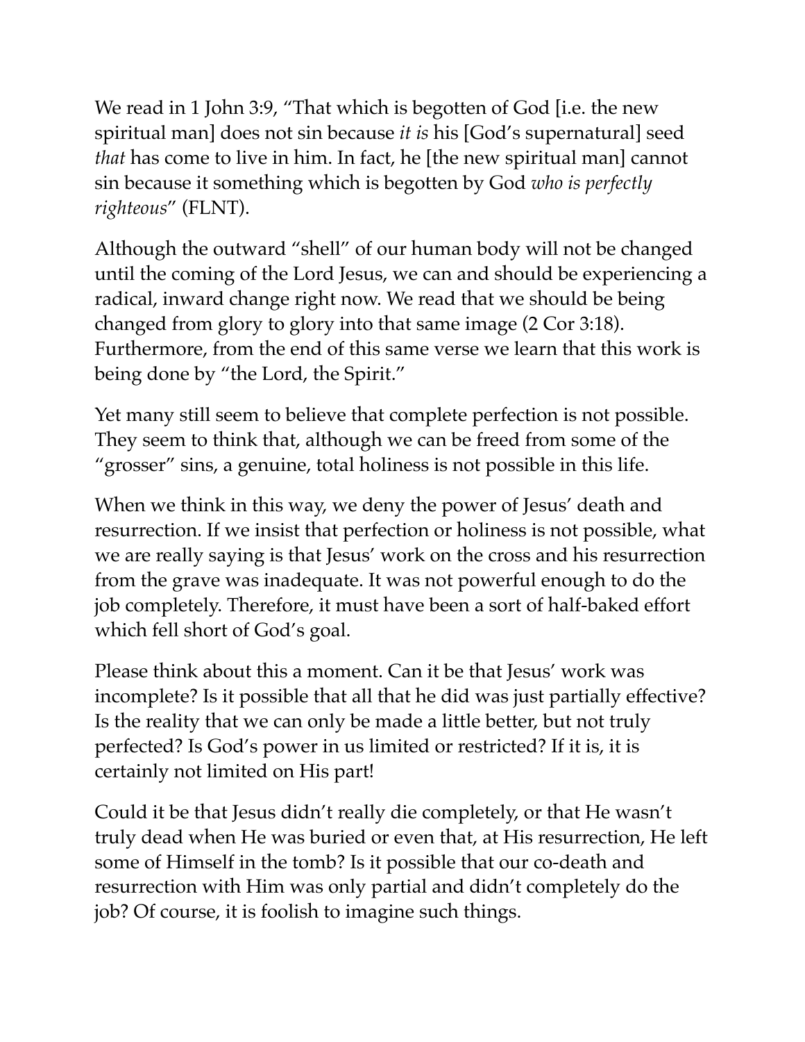We read in 1 John 3:9, "That which is begotten of God [i.e. the new spiritual man] does not sin because *it is* his [God's supernatural] seed *that* has come to live in him. In fact, he [the new spiritual man] cannot sin because it something which is begotten by God *who is perfectly righteous*" (FLNT).

Although the outward "shell" of our human body will not be changed until the coming of the Lord Jesus, we can and should be experiencing a radical, inward change right now. We read that we should be being changed from glory to glory into that same image (2 Cor 3:18). Furthermore, from the end of this same verse we learn that this work is being done by "the Lord, the Spirit."

Yet many still seem to believe that complete perfection is not possible. They seem to think that, although we can be freed from some of the "grosser" sins, a genuine, total holiness is not possible in this life.

When we think in this way, we deny the power of Jesus' death and resurrection. If we insist that perfection or holiness is not possible, what we are really saying is that Jesus' work on the cross and his resurrection from the grave was inadequate. It was not powerful enough to do the job completely. Therefore, it must have been a sort of half-baked effort which fell short of God's goal.

Please think about this a moment. Can it be that Jesus' work was incomplete? Is it possible that all that he did was just partially effective? Is the reality that we can only be made a little better, but not truly perfected? Is God's power in us limited or restricted? If it is, it is certainly not limited on His part!

Could it be that Jesus didn't really die completely, or that He wasn't truly dead when He was buried or even that, at His resurrection, He left some of Himself in the tomb? Is it possible that our co-death and resurrection with Him was only partial and didn't completely do the job? Of course, it is foolish to imagine such things.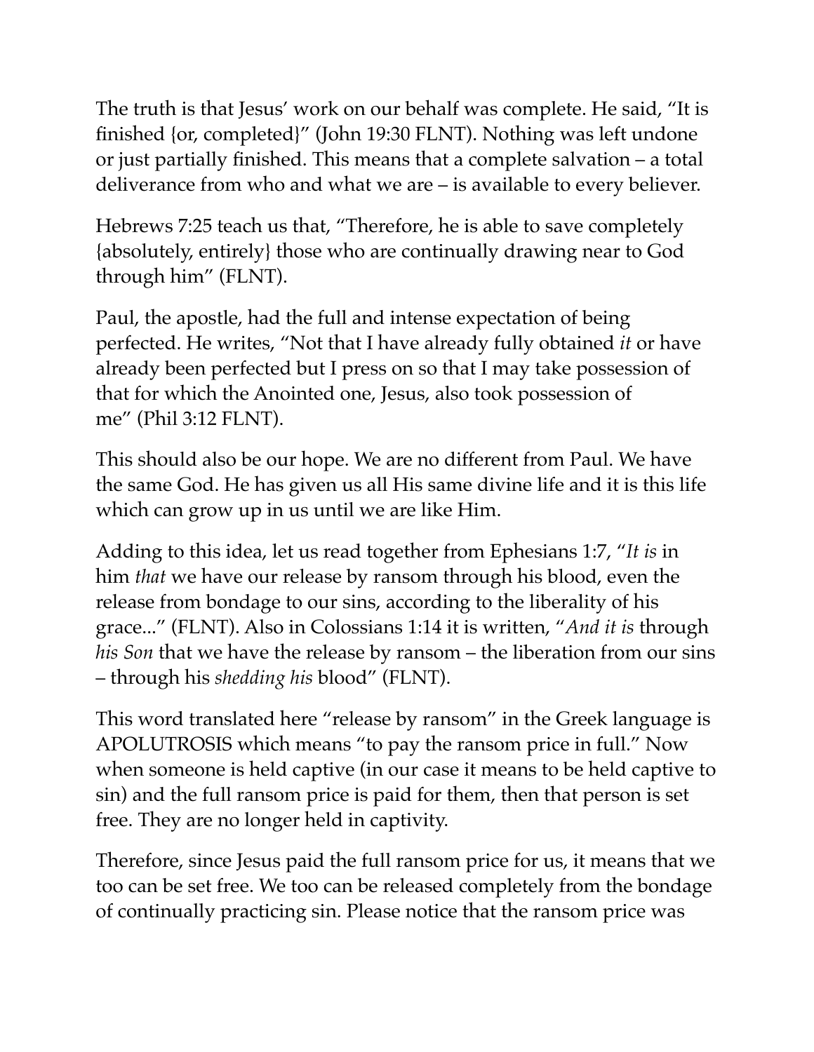The truth is that Jesus' work on our behalf was complete. He said, "It is finished {or, completed}" (John 19:30 FLNT). Nothing was left undone or just partially finished. This means that a complete salvation – a total deliverance from who and what we are – is available to every believer.

Hebrews 7:25 teach us that, "Therefore, he is able to save completely {absolutely, entirely} those who are continually drawing near to God through him" (FLNT).

Paul, the apostle, had the full and intense expectation of being perfected. He writes, "Not that I have already fully obtained *it* or have already been perfected but I press on so that I may take possession of that for which the Anointed one, Jesus, also took possession of me" (Phil 3:12 FLNT).

This should also be our hope. We are no different from Paul. We have the same God. He has given us all His same divine life and it is this life which can grow up in us until we are like Him.

Adding to this idea, let us read together from Ephesians 1:7, "*It is* in him *that* we have our release by ransom through his blood, even the release from bondage to our sins, according to the liberality of his grace..." (FLNT). Also in Colossians 1:14 it is written, "*And it is* through *his Son* that we have the release by ransom – the liberation from our sins – through his *shedding his* blood" (FLNT).

This word translated here "release by ransom" in the Greek language is APOLUTROSIS which means "to pay the ransom price in full." Now when someone is held captive (in our case it means to be held captive to sin) and the full ransom price is paid for them, then that person is set free. They are no longer held in captivity.

Therefore, since Jesus paid the full ransom price for us, it means that we too can be set free. We too can be released completely from the bondage of continually practicing sin. Please notice that the ransom price was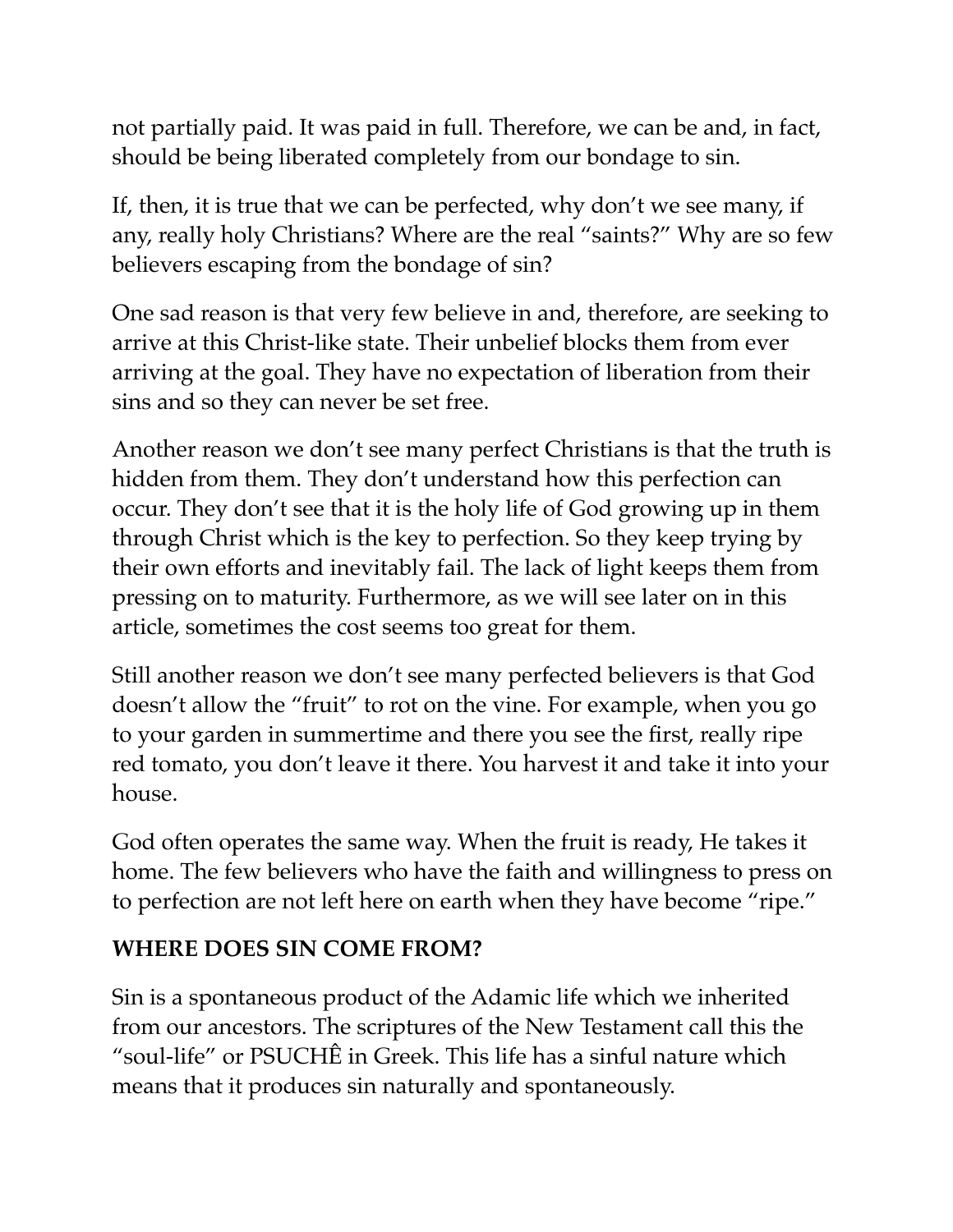not partially paid. It was paid in full. Therefore, we can be and, in fact, should be being liberated completely from our bondage to sin.

If, then, it is true that we can be perfected, why don't we see many, if any, really holy Christians? Where are the real "saints?" Why are so few believers escaping from the bondage of sin?

One sad reason is that very few believe in and, therefore, are seeking to arrive at this Christ-like state. Their unbelief blocks them from ever arriving at the goal. They have no expectation of liberation from their sins and so they can never be set free.

Another reason we don't see many perfect Christians is that the truth is hidden from them. They don't understand how this perfection can occur. They don't see that it is the holy life of God growing up in them through Christ which is the key to perfection. So they keep trying by their own efforts and inevitably fail. The lack of light keeps them from pressing on to maturity. Furthermore, as we will see later on in this article, sometimes the cost seems too great for them.

Still another reason we don't see many perfected believers is that God doesn't allow the "fruit" to rot on the vine. For example, when you go to your garden in summertime and there you see the first, really ripe red tomato, you don't leave it there. You harvest it and take it into your house.

God often operates the same way. When the fruit is ready, He takes it home. The few believers who have the faith and willingness to press on to perfection are not left here on earth when they have become "ripe."

**WHERE DOES SIN COME FROM?**

Sin is a spontaneous product of the Adamic life which we inherited from our ancestors. The scriptures of the New Testament call this the "soul-life" or PSUCHÊ in Greek. This life has a sinful nature which means that it produces sin naturally and spontaneously.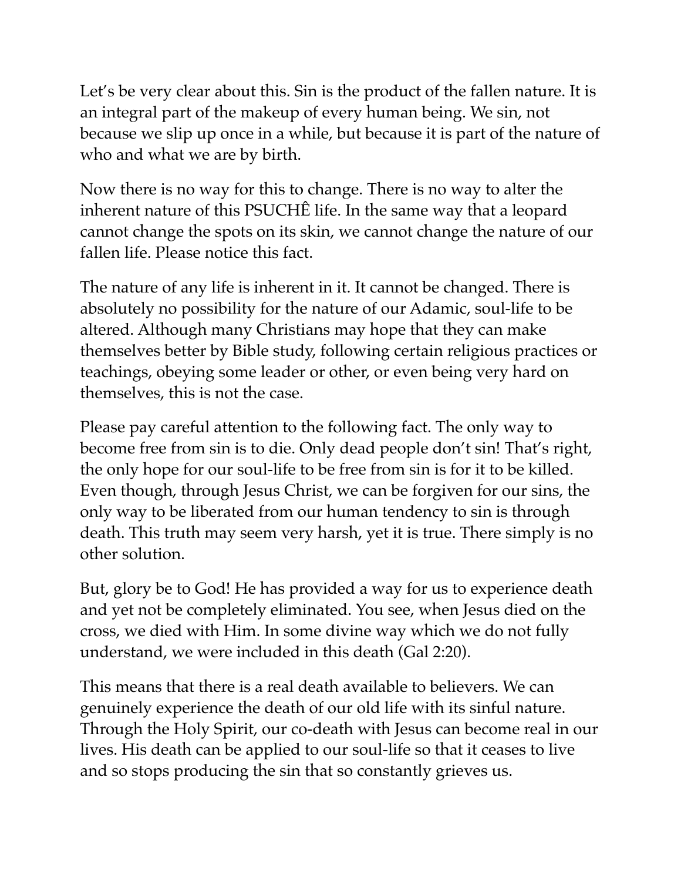Let's be very clear about this. Sin is the product of the fallen nature. It is an integral part of the makeup of every human being. We sin, not because we slip up once in a while, but because it is part of the nature of who and what we are by birth.

Now there is no way for this to change. There is no way to alter the inherent nature of this PSUCHÊ life. In the same way that a leopard cannot change the spots on its skin, we cannot change the nature of our fallen life. Please notice this fact.

The nature of any life is inherent in it. It cannot be changed. There is absolutely no possibility for the nature of our Adamic, soul-life to be altered. Although many Christians may hope that they can make themselves better by Bible study, following certain religious practices or teachings, obeying some leader or other, or even being very hard on themselves, this is not the case.

Please pay careful attention to the following fact. The only way to become free from sin is to die. Only dead people don't sin! That's right, the only hope for our soul-life to be free from sin is for it to be killed. Even though, through Jesus Christ, we can be forgiven for our sins, the only way to be liberated from our human tendency to sin is through death. This truth may seem very harsh, yet it is true. There simply is no other solution.

But, glory be to God! He has provided a way for us to experience death and yet not be completely eliminated. You see, when Jesus died on the cross, we died with Him. In some divine way which we do not fully understand, we were included in this death (Gal 2:20).

This means that there is a real death available to believers. We can genuinely experience the death of our old life with its sinful nature. Through the Holy Spirit, our co-death with Jesus can become real in our lives. His death can be applied to our soul-life so that it ceases to live and so stops producing the sin that so constantly grieves us.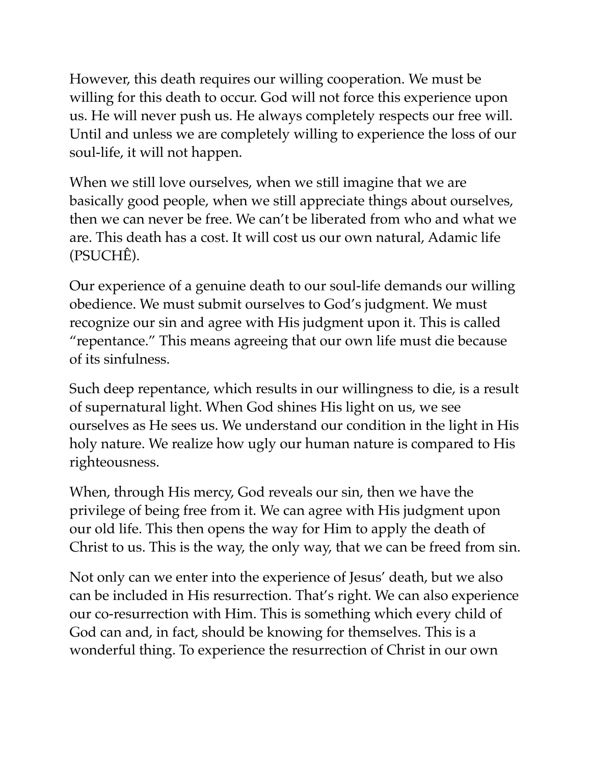However, this death requires our willing cooperation. We must be willing for this death to occur. God will not force this experience upon us. He will never push us. He always completely respects our free will. Until and unless we are completely willing to experience the loss of our soul-life, it will not happen.

When we still love ourselves, when we still imagine that we are basically good people, when we still appreciate things about ourselves, then we can never be free. We can't be liberated from who and what we are. This death has a cost. It will cost us our own natural, Adamic life (PSUCHÊ).

Our experience of a genuine death to our soul-life demands our willing obedience. We must submit ourselves to God's judgment. We must recognize our sin and agree with His judgment upon it. This is called "repentance." This means agreeing that our own life must die because of its sinfulness.

Such deep repentance, which results in our willingness to die, is a result of supernatural light. When God shines His light on us, we see ourselves as He sees us. We understand our condition in the light in His holy nature. We realize how ugly our human nature is compared to His righteousness.

When, through His mercy, God reveals our sin, then we have the privilege of being free from it. We can agree with His judgment upon our old life. This then opens the way for Him to apply the death of Christ to us. This is the way, the only way, that we can be freed from sin.

Not only can we enter into the experience of Jesus' death, but we also can be included in His resurrection. That's right. We can also experience our co-resurrection with Him. This is something which every child of God can and, in fact, should be knowing for themselves. This is a wonderful thing. To experience the resurrection of Christ in our own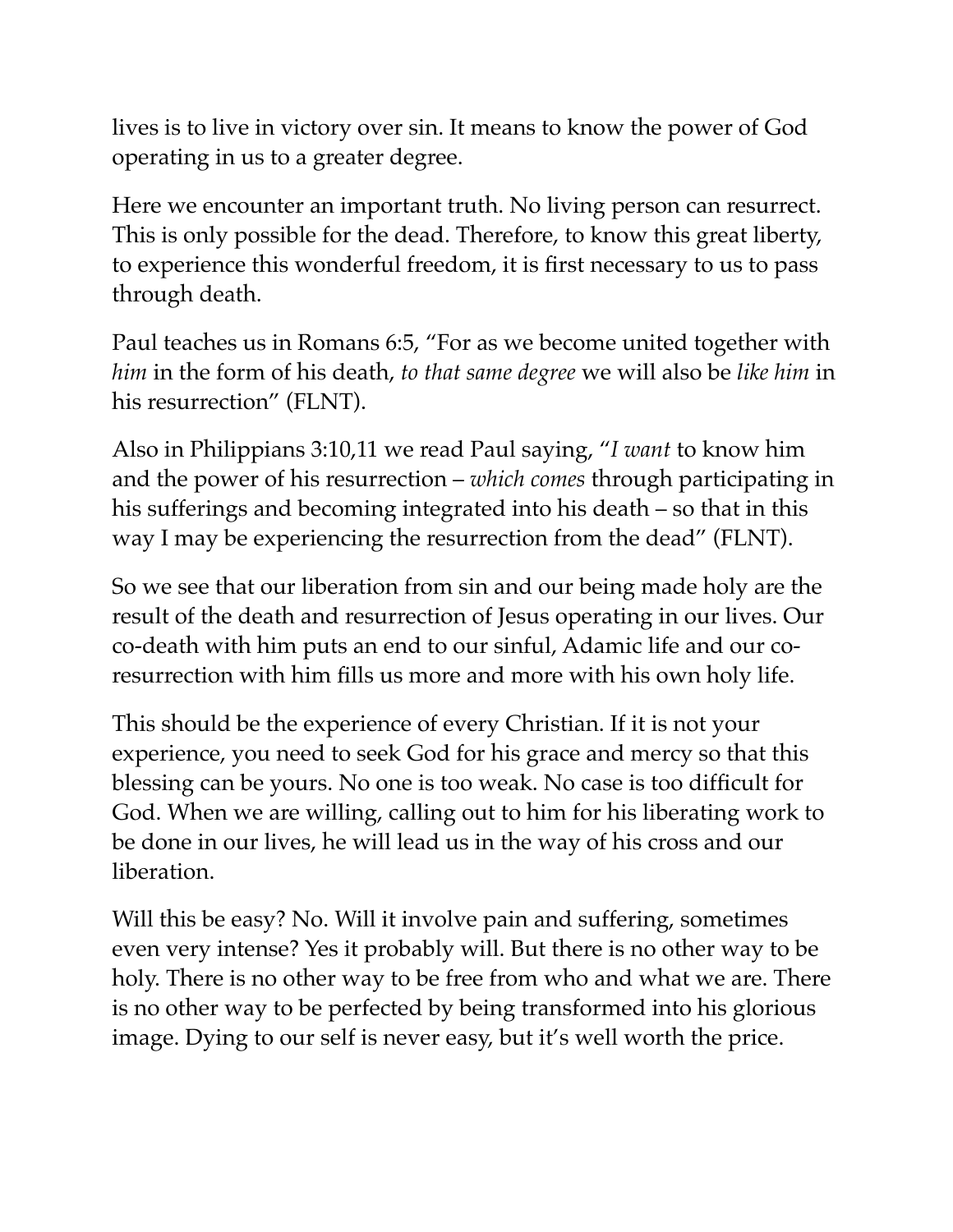lives is to live in victory over sin. It means to know the power of God operating in us to a greater degree.

Here we encounter an important truth. No living person can resurrect. This is only possible for the dead. Therefore, to know this great liberty, to experience this wonderful freedom, it is first necessary to us to pass through death.

Paul teaches us in Romans 6:5, "For as we become united together with *him* in the form of his death, *to that same degree* we will also be *like him* in his resurrection" (FLNT).

Also in Philippians 3:10,11 we read Paul saying, "*I want* to know him and the power of his resurrection – *which comes* through participating in his sufferings and becoming integrated into his death – so that in this way I may be experiencing the resurrection from the dead" (FLNT).

So we see that our liberation from sin and our being made holy are the result of the death and resurrection of Jesus operating in our lives. Our co-death with him puts an end to our sinful, Adamic life and our co-resurrection with him fills us more and more with his own holy life.

This should be the experience of every Christian. If it is not your experience, you need to seek God for his grace and mercy so that this blessing can be yours. No one is too weak. No case is too difficult for God. When we are willing, calling out to him for his liberating work to be done in our lives, he will lead us in the way of his cross and our liberation.

Will this be easy? No. Will it involve pain and suffering, sometimes even very intense? Yes it probably will. But there is no other way to be holy. There is no other way to be free from who and what we are. There is no other way to be perfected by being transformed into his glorious image. Dying to our self is never easy, but it's well worth the price.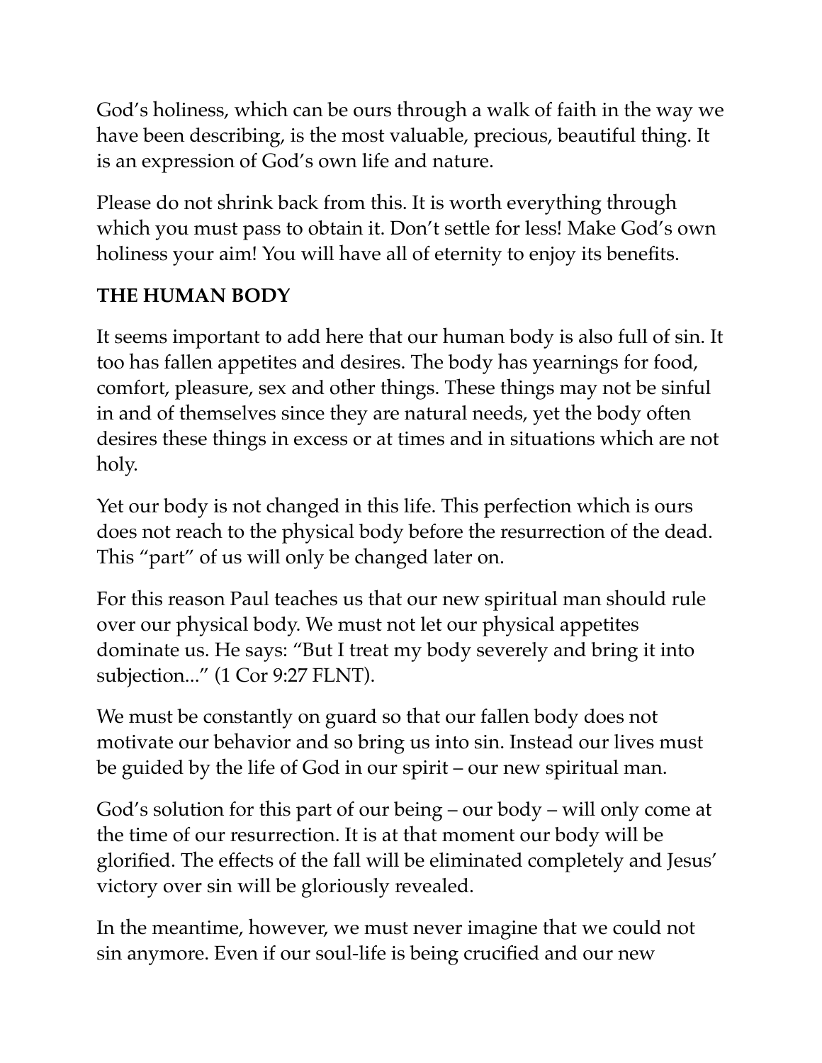God's holiness, which can be ours through a walk of faith in the way we have been describing, is the most valuable, precious, beautiful thing. It is an expression of God's own life and nature.

Please do not shrink back from this. It is worth everything through which you must pass to obtain it. Don't settle for less! Make God's own holiness your aim! You will have all of eternity to enjoy its benefits.

**THE HUMAN BODY**

It seems important to add here that our human body is also full of sin. It too has fallen appetites and desires. The body has yearnings for food, comfort, pleasure, sex and other things. These things may not be sinful in and of themselves since they are natural needs, yet the body often desires these things in excess or at times and in situations which are not holy.

Yet our body is not changed in this life. This perfection which is ours does not reach to the physical body before the resurrection of the dead. This "part" of us will only be changed later on.

For this reason Paul teaches us that our new spiritual man should rule over our physical body. We must not let our physical appetites dominate us. He says: "But I treat my body severely and bring it into subjection..." (1 Cor 9:27 FLNT).

We must be constantly on guard so that our fallen body does not motivate our behavior and so bring us into sin. Instead our lives must be guided by the life of God in our spirit – our new spiritual man.

God's solution for this part of our being – our body – will only come at the time of our resurrection. It is at that moment our body will be glorified. The effects of the fall will be eliminated completely and Jesus' victory over sin will be gloriously revealed.

In the meantime, however, we must never imagine that we could not sin anymore. Even if our soul-life is being crucified and our new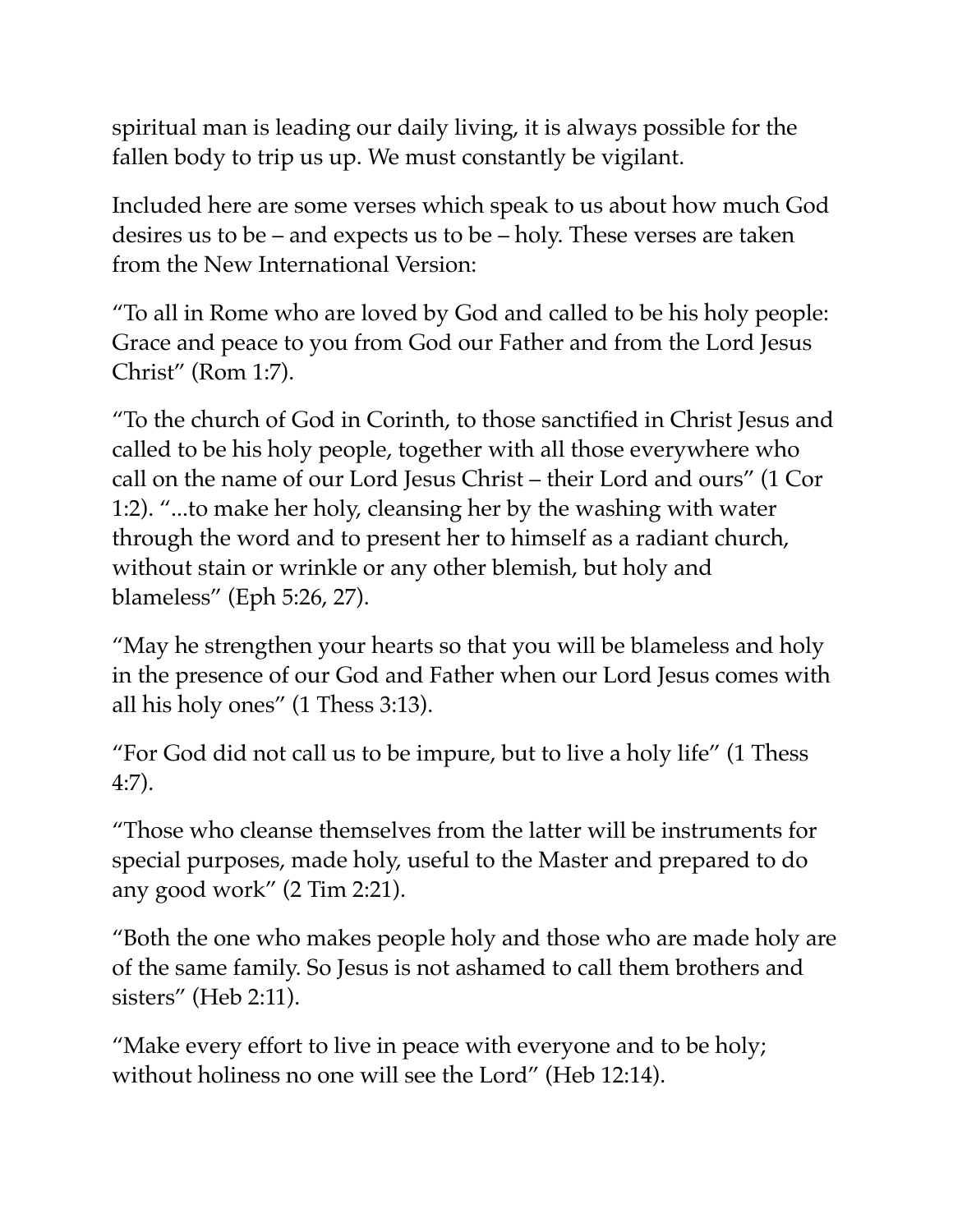spiritual man is leading our daily living, it is always possible for the fallen body to trip us up. We must constantly be vigilant.

Included here are some verses which speak to us about how much God desires us to be – and expects us to be – holy. These verses are taken from the New International Version:

"To all in Rome who are loved by God and called to be his holy people: Grace and peace to you from God our Father and from the Lord Jesus Christ" (Rom 1:7).

"To the church of God in Corinth, to those sanctified in Christ Jesus and called to be his holy people, together with all those everywhere who call on the name of our Lord Jesus Christ – their Lord and ours" (1 Cor 1:2). "...to make her holy, cleansing her by the washing with water through the word and to present her to himself as a radiant church, without stain or wrinkle or any other blemish, but holy and blameless" (Eph 5:26, 27).

"May he strengthen your hearts so that you will be blameless and holy in the presence of our God and Father when our Lord Jesus comes with all his holy ones" (1 Thess 3:13).

"For God did not call us to be impure, but to live a holy life" (1 Thess 4:7).

"Those who cleanse themselves from the latter will be instruments for special purposes, made holy, useful to the Master and prepared to do any good work" (2 Tim 2:21).

"Both the one who makes people holy and those who are made holy are of the same family. So Jesus is not ashamed to call them brothers and sisters" (Heb 2:11).

"Make every effort to live in peace with everyone and to be holy; without holiness no one will see the Lord" (Heb 12:14).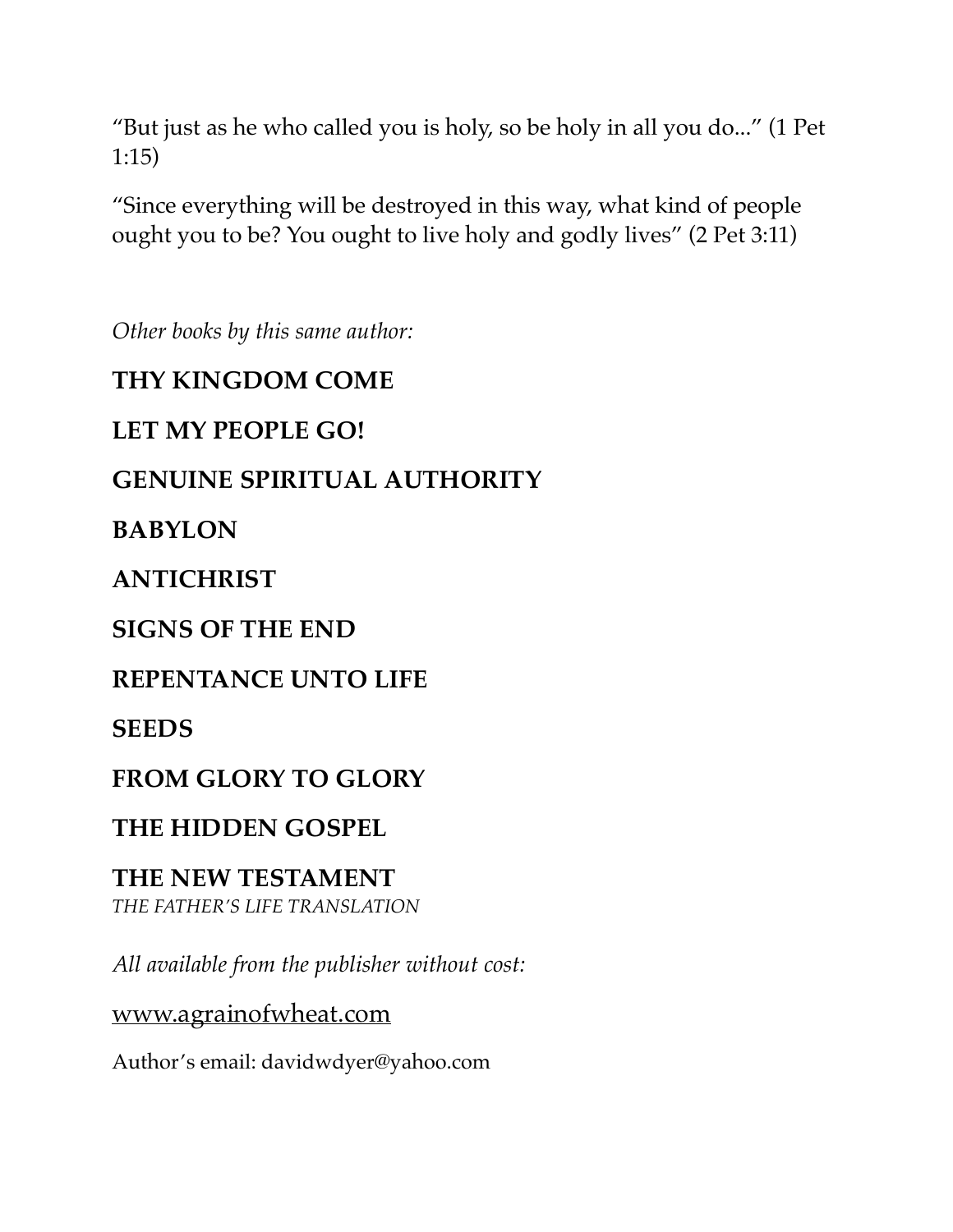"But just as he who called you is holy, so be holy in all you do..." (1 Pet 1:15)

"Since everything will be destroyed in this way, what kind of people ought you to be? You ought to live holy and godly lives" (2 Pet 3:11)

*Other books by this same author:*

**THY KINGDOM COME**

**LET MY PEOPLE GO!**

**GENUINE SPIRITUAL AUTHORITY**

**BABYLON**

**ANTICHRIST**

**SIGNS OF THE END**

**REPENTANCE UNTO LIFE**

**SEEDS**

**FROM GLORY TO GLORY**

**THE HIDDEN GOSPEL**

**THE NEW TESTAMENT**
*THE FATHER'S LIFE TRANSLATION*

*All available from the publisher without cost:*

www.agrainofwheat.com

Author's email: davidwdyer@yahoo.com